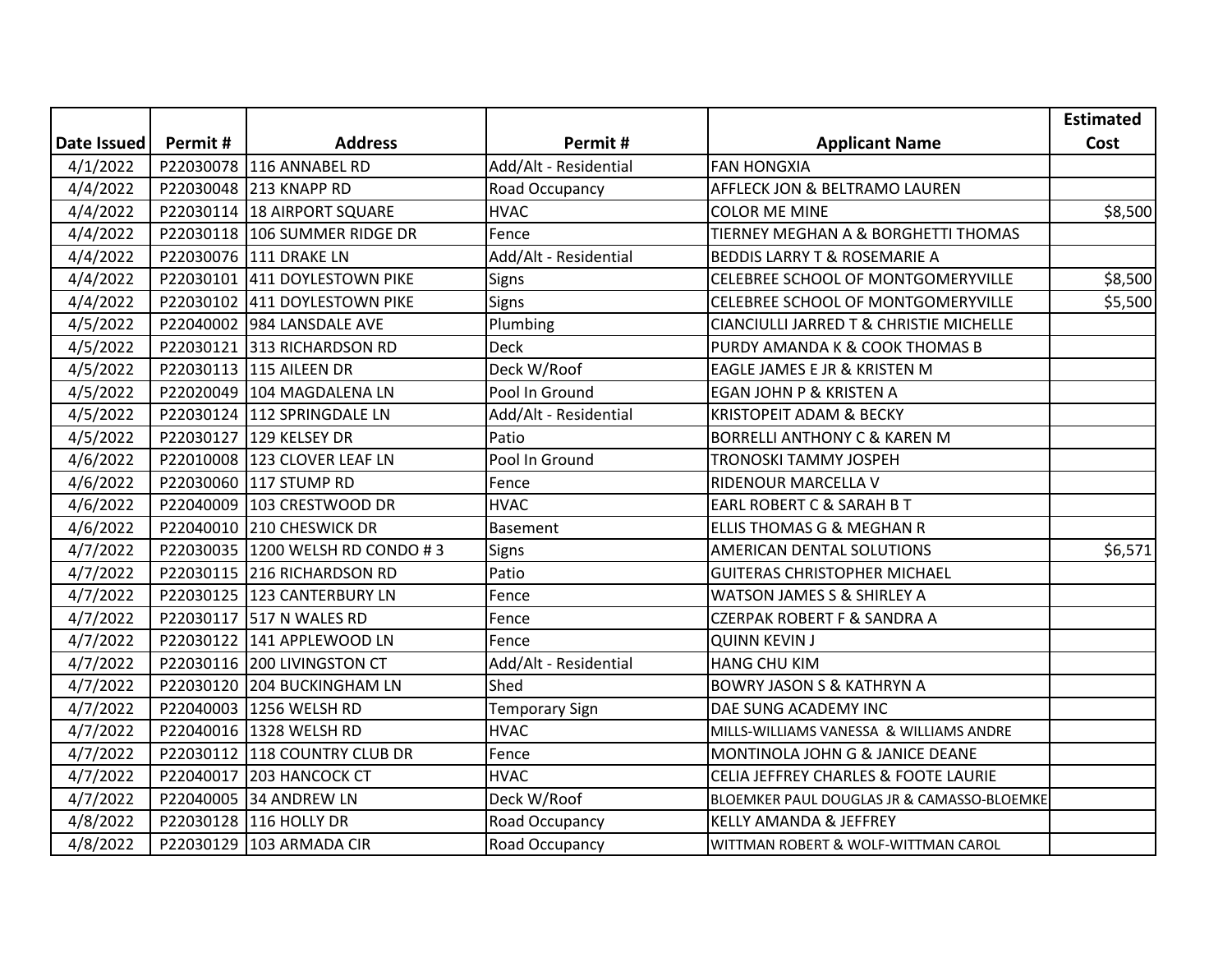| Date Issued | Permit # | Address | Permit # | Applicant Name | Estimated Cost |
|---|---|---|---|---|---|
| 4/1/2022 | P22030078 | 116 ANNABEL RD | Add/Alt - Residential | FAN HONGXIA | |
| 4/4/2022 | P22030048 | 213 KNAPP RD | Road Occupancy | AFFLECK JON & BELTRAMO LAUREN | |
| 4/4/2022 | P22030114 | 18 AIRPORT SQUARE | HVAC | COLOR ME MINE | $8,500 |
| 4/4/2022 | P22030118 | 106 SUMMER RIDGE DR | Fence | TIERNEY MEGHAN A & BORGHETTI THOMAS | |
| 4/4/2022 | P22030076 | 111 DRAKE LN | Add/Alt - Residential | BEDDIS LARRY T & ROSEMARIE A | |
| 4/4/2022 | P22030101 | 411 DOYLESTOWN PIKE | Signs | CELEBREE SCHOOL OF MONTGOMERYVILLE | $8,500 |
| 4/4/2022 | P22030102 | 411 DOYLESTOWN PIKE | Signs | CELEBREE SCHOOL OF MONTGOMERYVILLE | $5,500 |
| 4/5/2022 | P22040002 | 984 LANSDALE AVE | Plumbing | CIANCIULLI JARRED T & CHRISTIE MICHELLE | |
| 4/5/2022 | P22030121 | 313 RICHARDSON RD | Deck | PURDY AMANDA K & COOK THOMAS B | |
| 4/5/2022 | P22030113 | 115 AILEEN DR | Deck W/Roof | EAGLE JAMES E JR & KRISTEN M | |
| 4/5/2022 | P22020049 | 104 MAGDALENA LN | Pool In Ground | EGAN JOHN P & KRISTEN A | |
| 4/5/2022 | P22030124 | 112 SPRINGDALE LN | Add/Alt - Residential | KRISTOPEIT ADAM & BECKY | |
| 4/5/2022 | P22030127 | 129 KELSEY DR | Patio | BORRELLI ANTHONY C & KAREN M | |
| 4/6/2022 | P22010008 | 123 CLOVER LEAF LN | Pool In Ground | TRONOSKI TAMMY JOSPEH | |
| 4/6/2022 | P22030060 | 117 STUMP RD | Fence | RIDENOUR MARCELLA V | |
| 4/6/2022 | P22040009 | 103 CRESTWOOD DR | HVAC | EARL ROBERT C & SARAH B T | |
| 4/6/2022 | P22040010 | 210 CHESWICK DR | Basement | ELLIS THOMAS G & MEGHAN R | |
| 4/7/2022 | P22030035 | 1200 WELSH RD CONDO # 3 | Signs | AMERICAN DENTAL SOLUTIONS | $6,571 |
| 4/7/2022 | P22030115 | 216 RICHARDSON RD | Patio | GUITERAS CHRISTOPHER MICHAEL | |
| 4/7/2022 | P22030125 | 123 CANTERBURY LN | Fence | WATSON JAMES S & SHIRLEY A | |
| 4/7/2022 | P22030117 | 517 N WALES RD | Fence | CZERPAK ROBERT F & SANDRA A | |
| 4/7/2022 | P22030122 | 141 APPLEWOOD LN | Fence | QUINN KEVIN J | |
| 4/7/2022 | P22030116 | 200 LIVINGSTON CT | Add/Alt - Residential | HANG CHU KIM | |
| 4/7/2022 | P22030120 | 204 BUCKINGHAM LN | Shed | BOWRY JASON S & KATHRYN A | |
| 4/7/2022 | P22040003 | 1256 WELSH RD | Temporary Sign | DAE SUNG ACADEMY INC | |
| 4/7/2022 | P22040016 | 1328 WELSH RD | HVAC | MILLS-WILLIAMS VANESSA & WILLIAMS ANDRE | |
| 4/7/2022 | P22030112 | 118 COUNTRY CLUB DR | Fence | MONTINOLA JOHN G & JANICE DEANE | |
| 4/7/2022 | P22040017 | 203 HANCOCK CT | HVAC | CELIA JEFFREY CHARLES & FOOTE LAURIE | |
| 4/7/2022 | P22040005 | 34 ANDREW LN | Deck W/Roof | BLOEMKER PAUL DOUGLAS JR & CAMASSO-BLOEMKE | |
| 4/8/2022 | P22030128 | 116 HOLLY DR | Road Occupancy | KELLY AMANDA & JEFFREY | |
| 4/8/2022 | P22030129 | 103 ARMADA CIR | Road Occupancy | WITTMAN ROBERT & WOLF-WITTMAN CAROL | |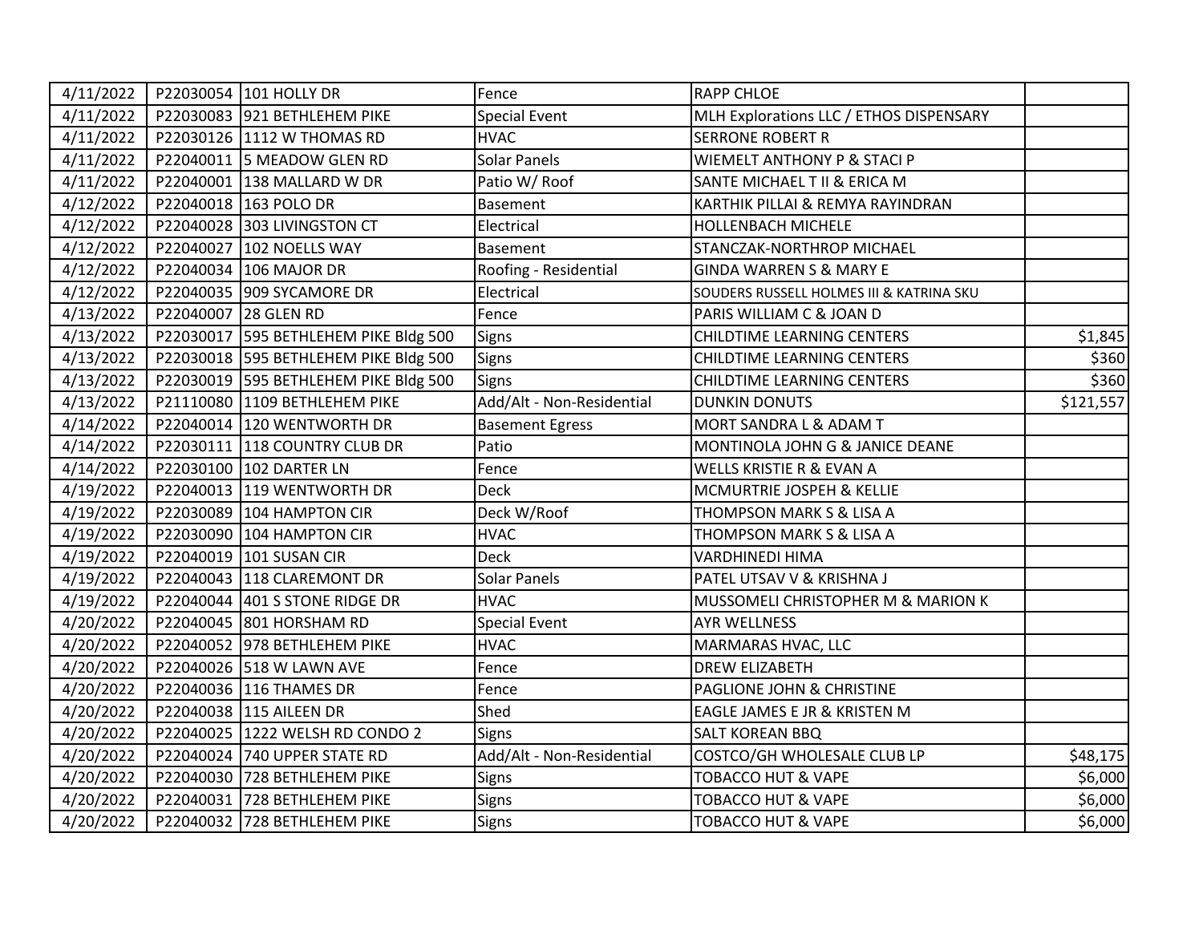| | | | | | |
|---|---|---|---|---|---|
| 4/11/2022 | P22030054 | 101 HOLLY DR | Fence | RAPP CHLOE | |
| 4/11/2022 | P22030083 | 921 BETHLEHEM PIKE | Special Event | MLH Explorations LLC / ETHOS DISPENSARY | |
| 4/11/2022 | P22030126 | 1112 W THOMAS RD | HVAC | SERRONE ROBERT R | |
| 4/11/2022 | P22040011 | 5 MEADOW GLEN RD | Solar Panels | WIEMELT ANTHONY P & STACI P | |
| 4/11/2022 | P22040001 | 138 MALLARD W DR | Patio W/ Roof | SANTE MICHAEL T II & ERICA M | |
| 4/12/2022 | P22040018 | 163 POLO DR | Basement | KARTHIK PILLAI & REMYA RAYINDRAN | |
| 4/12/2022 | P22040028 | 303 LIVINGSTON CT | Electrical | HOLLENBACH MICHELE | |
| 4/12/2022 | P22040027 | 102 NOELLS WAY | Basement | STANCZAK-NORTHROP MICHAEL | |
| 4/12/2022 | P22040034 | 106 MAJOR DR | Roofing - Residential | GINDA WARREN S & MARY E | |
| 4/12/2022 | P22040035 | 909 SYCAMORE DR | Electrical | SOUDERS RUSSELL HOLMES III & KATRINA SKU | |
| 4/13/2022 | P22040007 | 28 GLEN RD | Fence | PARIS WILLIAM C & JOAN D | |
| 4/13/2022 | P22030017 | 595 BETHLEHEM PIKE Bldg 500 | Signs | CHILDTIME LEARNING CENTERS | $1,845 |
| 4/13/2022 | P22030018 | 595 BETHLEHEM PIKE Bldg 500 | Signs | CHILDTIME LEARNING CENTERS | $360 |
| 4/13/2022 | P22030019 | 595 BETHLEHEM PIKE Bldg 500 | Signs | CHILDTIME LEARNING CENTERS | $360 |
| 4/13/2022 | P21110080 | 1109 BETHLEHEM PIKE | Add/Alt - Non-Residential | DUNKIN DONUTS | $121,557 |
| 4/14/2022 | P22040014 | 120 WENTWORTH DR | Basement Egress | MORT SANDRA L & ADAM T | |
| 4/14/2022 | P22030111 | 118 COUNTRY CLUB DR | Patio | MONTINOLA JOHN G & JANICE DEANE | |
| 4/14/2022 | P22030100 | 102 DARTER LN | Fence | WELLS KRISTIE R & EVAN A | |
| 4/19/2022 | P22040013 | 119 WENTWORTH DR | Deck | MCMURTRIE JOSPEH & KELLIE | |
| 4/19/2022 | P22030089 | 104 HAMPTON CIR | Deck W/Roof | THOMPSON MARK S & LISA A | |
| 4/19/2022 | P22030090 | 104 HAMPTON CIR | HVAC | THOMPSON MARK S & LISA A | |
| 4/19/2022 | P22040019 | 101 SUSAN CIR | Deck | VARDHINEDI HIMA | |
| 4/19/2022 | P22040043 | 118 CLAREMONT DR | Solar Panels | PATEL UTSAV V & KRISHNA J | |
| 4/19/2022 | P22040044 | 401 S STONE RIDGE DR | HVAC | MUSSOMELI CHRISTOPHER M & MARION K | |
| 4/20/2022 | P22040045 | 801 HORSHAM RD | Special Event | AYR WELLNESS | |
| 4/20/2022 | P22040052 | 978 BETHLEHEM PIKE | HVAC | MARMARAS HVAC, LLC | |
| 4/20/2022 | P22040026 | 518 W LAWN AVE | Fence | DREW ELIZABETH | |
| 4/20/2022 | P22040036 | 116 THAMES DR | Fence | PAGLIONE JOHN & CHRISTINE | |
| 4/20/2022 | P22040038 | 115 AILEEN DR | Shed | EAGLE JAMES E JR & KRISTEN M | |
| 4/20/2022 | P22040025 | 1222 WELSH RD CONDO 2 | Signs | SALT KOREAN BBQ | |
| 4/20/2022 | P22040024 | 740 UPPER STATE RD | Add/Alt - Non-Residential | COSTCO/GH WHOLESALE CLUB LP | $48,175 |
| 4/20/2022 | P22040030 | 728 BETHLEHEM PIKE | Signs | TOBACCO HUT & VAPE | $6,000 |
| 4/20/2022 | P22040031 | 728 BETHLEHEM PIKE | Signs | TOBACCO HUT & VAPE | $6,000 |
| 4/20/2022 | P22040032 | 728 BETHLEHEM PIKE | Signs | TOBACCO HUT & VAPE | $6,000 |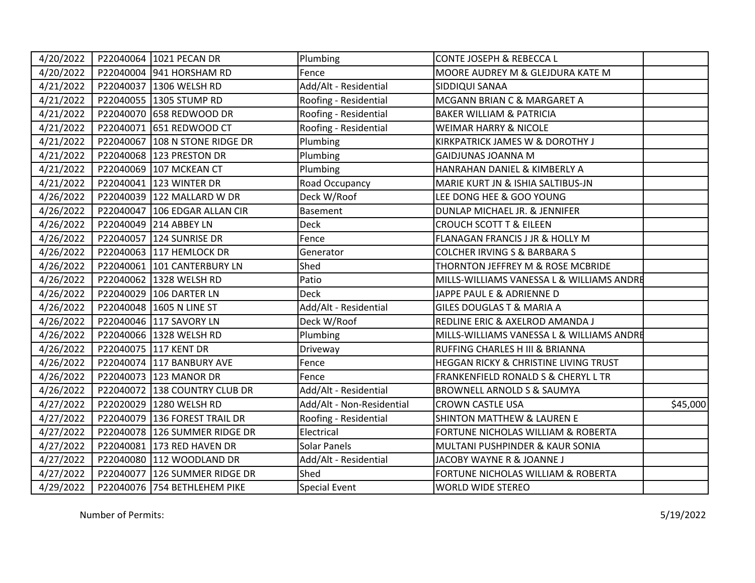| | | | | | |
|---|---|---|---|---|---|
| 4/20/2022 | P22040064 | 1021 PECAN DR | Plumbing | CONTE JOSEPH & REBECCA L | |
| 4/20/2022 | P22040004 | 941 HORSHAM RD | Fence | MOORE AUDREY M & GLEJDURA KATE M | |
| 4/21/2022 | P22040037 | 1306 WELSH RD | Add/Alt - Residential | SIDDIQUI SANAA | |
| 4/21/2022 | P22040055 | 1305 STUMP RD | Roofing - Residential | MCGANN BRIAN C & MARGARET A | |
| 4/21/2022 | P22040070 | 658 REDWOOD DR | Roofing - Residential | BAKER WILLIAM & PATRICIA | |
| 4/21/2022 | P22040071 | 651 REDWOOD CT | Roofing - Residential | WEIMAR HARRY & NICOLE | |
| 4/21/2022 | P22040067 | 108 N STONE RIDGE DR | Plumbing | KIRKPATRICK JAMES W & DOROTHY J | |
| 4/21/2022 | P22040068 | 123 PRESTON DR | Plumbing | GAIDJUNAS JOANNA M | |
| 4/21/2022 | P22040069 | 107 MCKEAN CT | Plumbing | HANRAHAN DANIEL & KIMBERLY A | |
| 4/21/2022 | P22040041 | 123 WINTER DR | Road Occupancy | MARIE KURT JN & ISHIA SALTIBUS-JN | |
| 4/26/2022 | P22040039 | 122 MALLARD W DR | Deck W/Roof | LEE DONG HEE & GOO YOUNG | |
| 4/26/2022 | P22040047 | 106 EDGAR ALLAN CIR | Basement | DUNLAP MICHAEL JR. & JENNIFER | |
| 4/26/2022 | P22040049 | 214 ABBEY LN | Deck | CROUCH SCOTT T & EILEEN | |
| 4/26/2022 | P22040057 | 124 SUNRISE DR | Fence | FLANAGAN FRANCIS J JR & HOLLY M | |
| 4/26/2022 | P22040063 | 117 HEMLOCK DR | Generator | COLCHER IRVING S & BARBARA S | |
| 4/26/2022 | P22040061 | 101 CANTERBURY LN | Shed | THORNTON JEFFREY M & ROSE MCBRIDE | |
| 4/26/2022 | P22040062 | 1328 WELSH RD | Patio | MILLS-WILLIAMS VANESSA L & WILLIAMS ANDRE | |
| 4/26/2022 | P22040029 | 106 DARTER LN | Deck | JAPPE PAUL E & ADRIENNE D | |
| 4/26/2022 | P22040048 | 1605 N LINE ST | Add/Alt - Residential | GILES DOUGLAS T & MARIA A | |
| 4/26/2022 | P22040046 | 117 SAVORY LN | Deck W/Roof | REDLINE ERIC & AXELROD AMANDA J | |
| 4/26/2022 | P22040066 | 1328 WELSH RD | Plumbing | MILLS-WILLIAMS VANESSA L & WILLIAMS ANDRE | |
| 4/26/2022 | P22040075 | 117 KENT DR | Driveway | RUFFING CHARLES H III & BRIANNA | |
| 4/26/2022 | P22040074 | 117 BANBURY AVE | Fence | HEGGAN RICKY & CHRISTINE LIVING TRUST | |
| 4/26/2022 | P22040073 | 123 MANOR DR | Fence | FRANKENFIELD RONALD S & CHERYL L TR | |
| 4/26/2022 | P22040072 | 138 COUNTRY CLUB DR | Add/Alt - Residential | BROWNELL ARNOLD S & SAUMYA | |
| 4/27/2022 | P22020029 | 1280 WELSH RD | Add/Alt - Non-Residential | CROWN CASTLE USA | $45,000 |
| 4/27/2022 | P22040079 | 136 FOREST TRAIL DR | Roofing - Residential | SHINTON MATTHEW & LAUREN E | |
| 4/27/2022 | P22040078 | 126 SUMMER RIDGE DR | Electrical | FORTUNE NICHOLAS WILLIAM & ROBERTA | |
| 4/27/2022 | P22040081 | 173 RED HAVEN DR | Solar Panels | MULTANI PUSHPINDER & KAUR SONIA | |
| 4/27/2022 | P22040080 | 112 WOODLAND DR | Add/Alt - Residential | JACOBY WAYNE R & JOANNE J | |
| 4/27/2022 | P22040077 | 126 SUMMER RIDGE DR | Shed | FORTUNE NICHOLAS WILLIAM & ROBERTA | |
| 4/29/2022 | P22040076 | 754 BETHLEHEM PIKE | Special Event | WORLD WIDE STEREO | |

Number of Permits:

5/19/2022